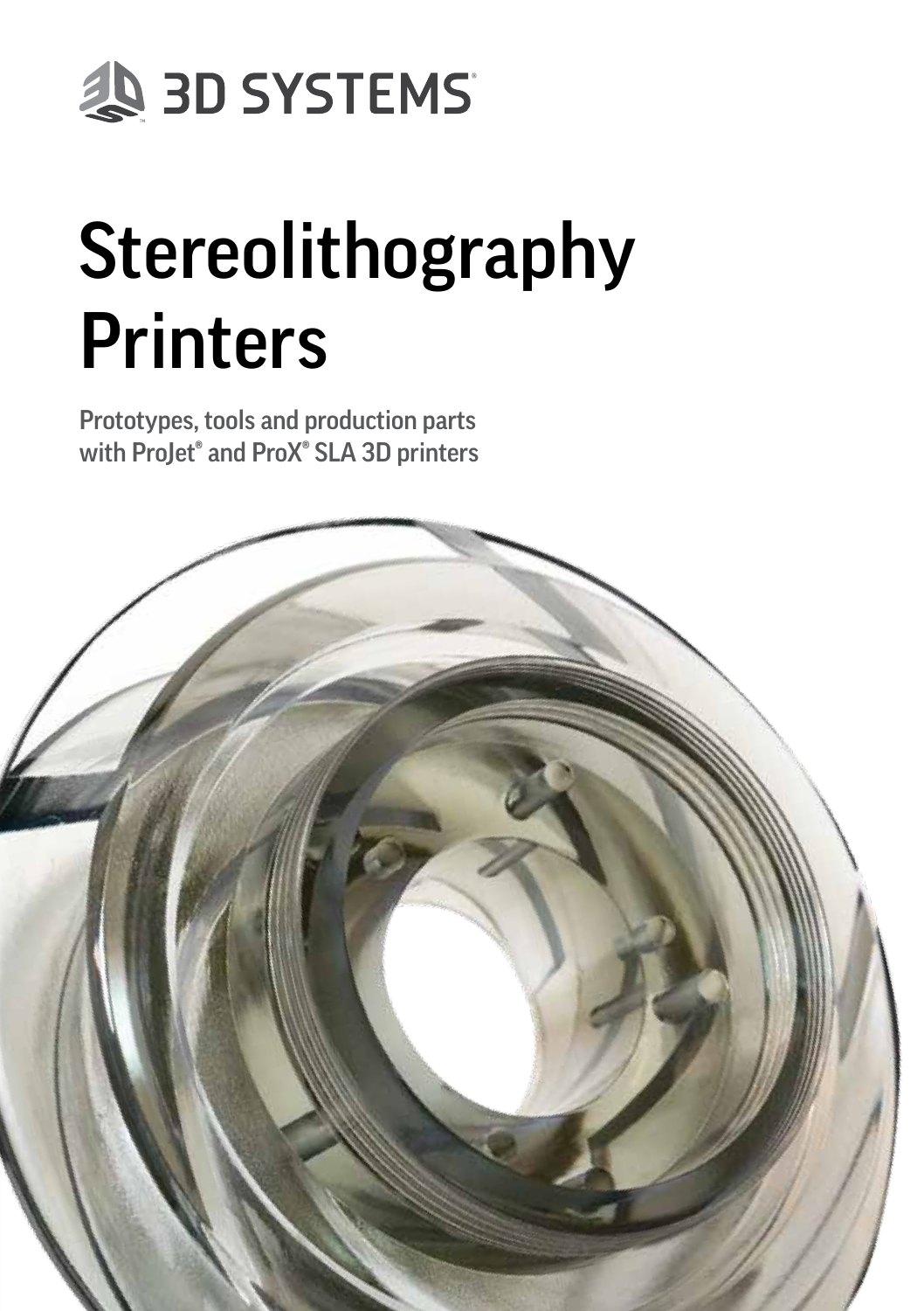3D SYSTEMS

# Stereolithography Printers

**Prototypes, tools and production parts with ProJet® and ProX® SLA 3D printers**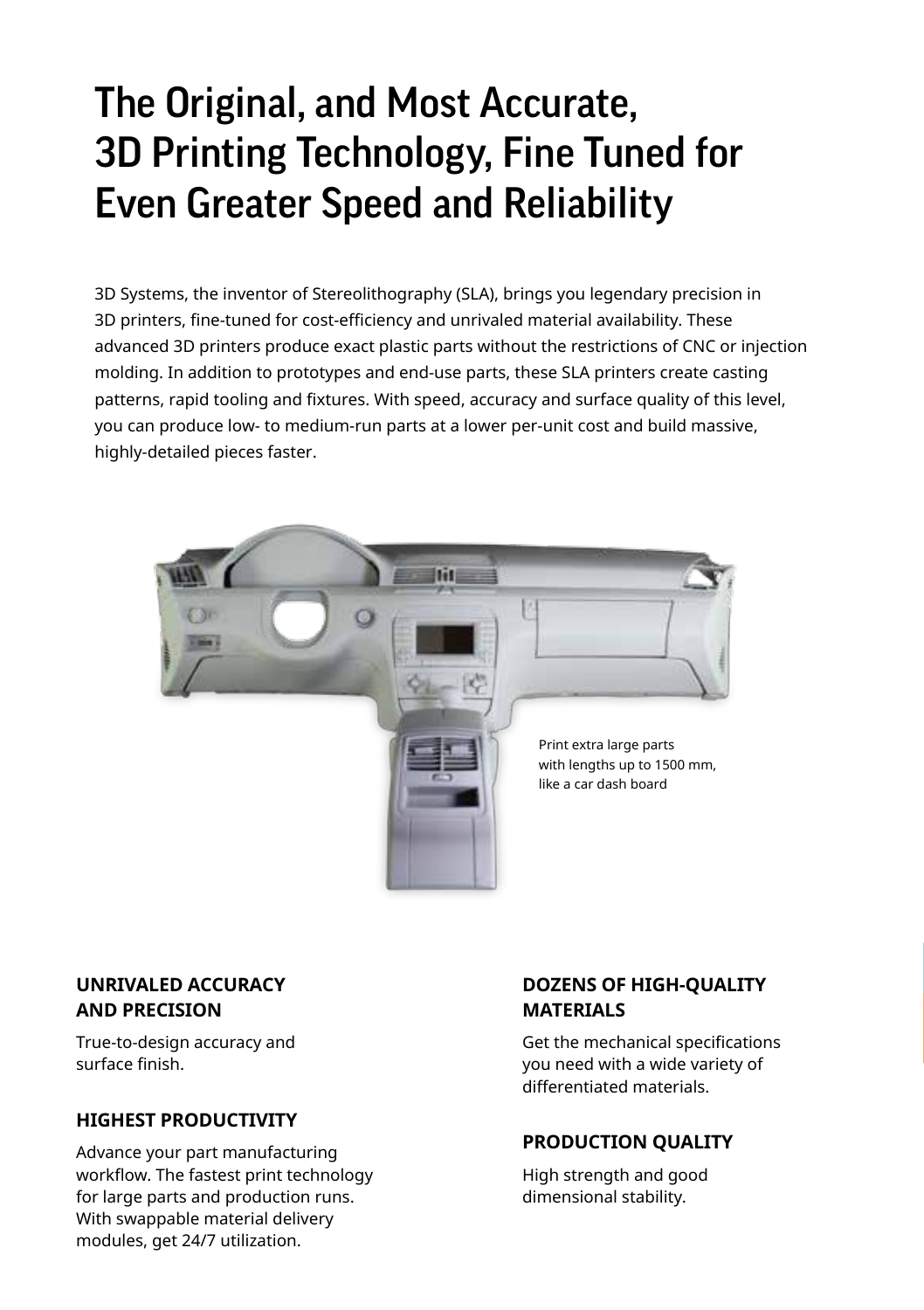# The Original, and Most Accurate, 3D Printing Technology, Fine Tuned for Even Greater Speed and Reliability

3D Systems, the inventor of Stereolithography (SLA), brings you legendary precision in 3D printers, fine-tuned for cost-efficiency and unrivaled material availability. These advanced 3D printers produce exact plastic parts without the restrictions of CNC or injection molding. In addition to prototypes and end-use parts, these SLA printers create casting patterns, rapid tooling and fixtures. With speed, accuracy and surface quality of this level, you can produce low- to medium-run parts at a lower per-unit cost and build massive, highly-detailed pieces faster.

Print extra large parts with lengths up to 1500 mm, like a car dash board

**UNRIVALED ACCURACY AND PRECISION**

True-to-design accuracy and surface finish.

**HIGHEST PRODUCTIVITY**

Advance your part manufacturing workflow. The fastest print technology for large parts and production runs. With swappable material delivery modules, get 24/7 utilization.

**DOZENS OF HIGH-QUALITY MATERIALS**

Get the mechanical specifications you need with a wide variety of differentiated materials.

**PRODUCTION QUALITY**

High strength and good dimensional stability.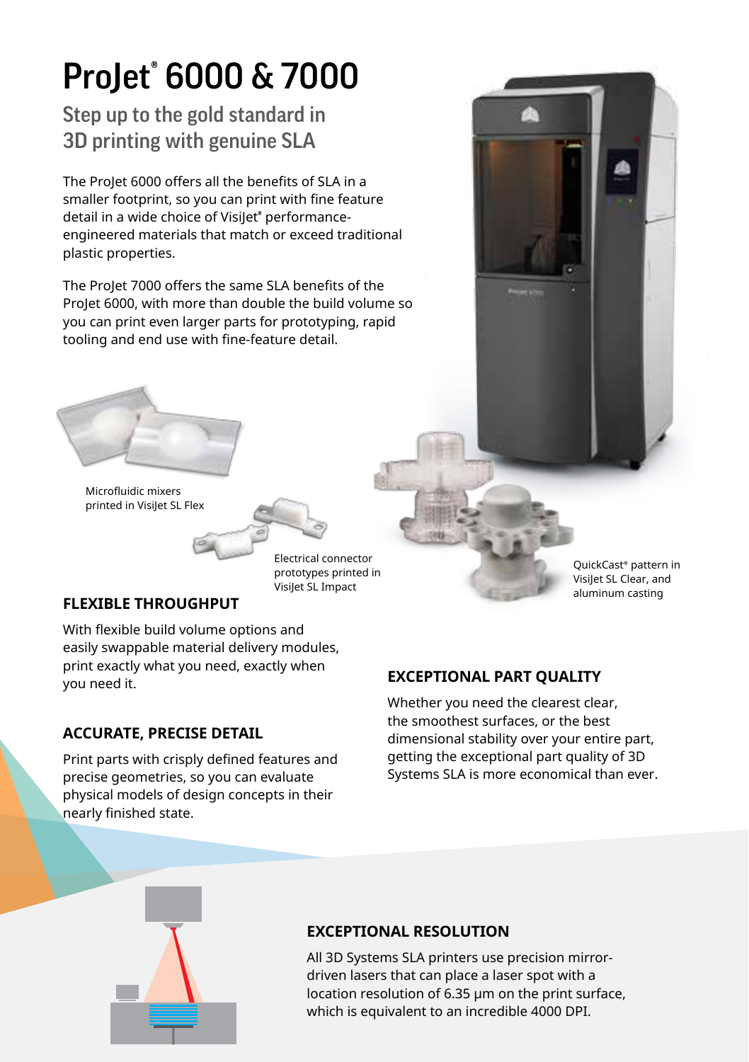# ProJet® 6000 & 7000

## Step up to the gold standard in 3D printing with genuine SLA

The ProJet 6000 offers all the benefits of SLA in a smaller footprint, so you can print with fine feature detail in a wide choice of VisiJet® performance-engineered materials that match or exceed traditional plastic properties.

The ProJet 7000 offers the same SLA benefits of the ProJet 6000, with more than double the build volume so you can print even larger parts for prototyping, rapid tooling and end use with fine-feature detail.

Microfluidic mixers printed in VisiJet SL Flex

Electrical connector prototypes printed in VisiJet SL Impact

QuickCast® pattern in VisiJet SL Clear, and aluminum casting

### FLEXIBLE THROUGHPUT

With flexible build volume options and easily swappable material delivery modules, print exactly what you need, exactly when you need it.

### ACCURATE, PRECISE DETAIL

Print parts with crisply defined features and precise geometries, so you can evaluate physical models of design concepts in their nearly finished state.

### EXCEPTIONAL PART QUALITY

Whether you need the clearest clear, the smoothest surfaces, or the best dimensional stability over your entire part, getting the exceptional part quality of 3D Systems SLA is more economical than ever.

### EXCEPTIONAL RESOLUTION

All 3D Systems SLA printers use precision mirror-driven lasers that can place a laser spot with a location resolution of 6.35 μm on the print surface, which is equivalent to an incredible 4000 DPI.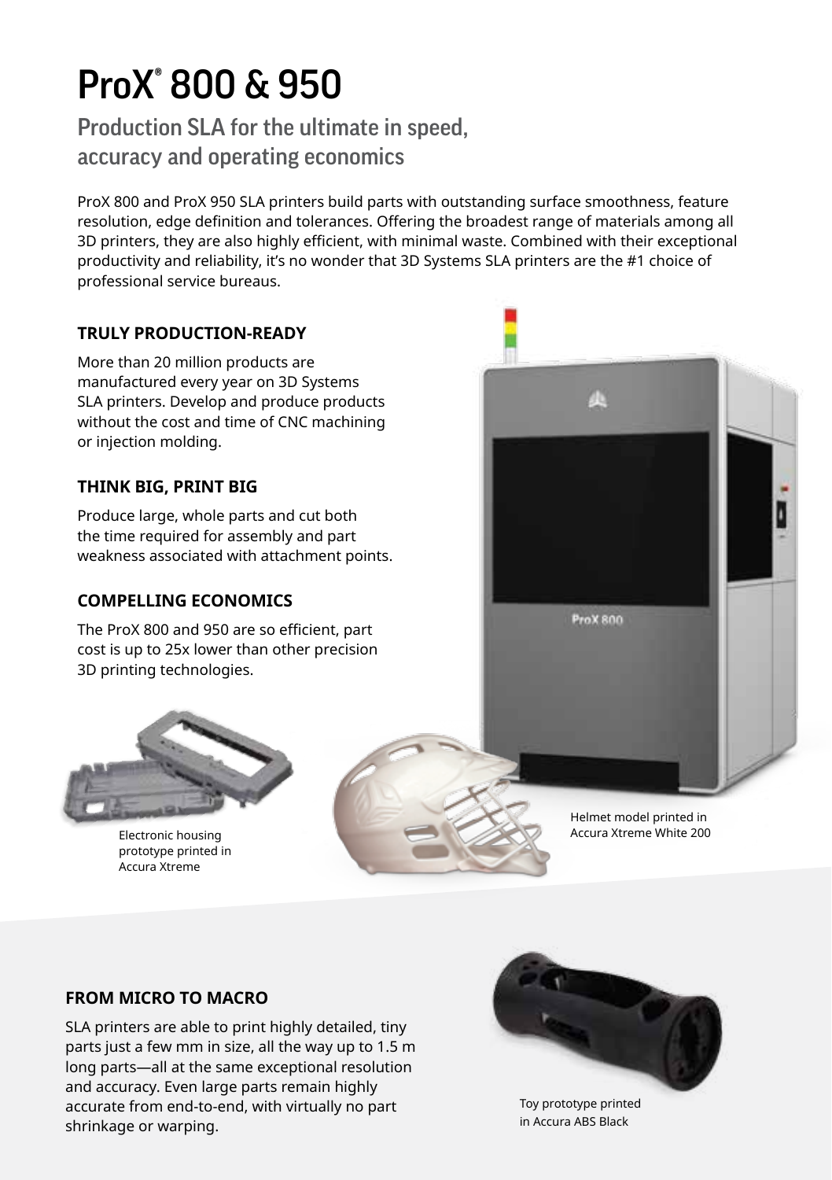# ProX® 800 & 950

## Production SLA for the ultimate in speed, accuracy and operating economics

ProX 800 and ProX 950 SLA printers build parts with outstanding surface smoothness, feature resolution, edge definition and tolerances. Offering the broadest range of materials among all 3D printers, they are also highly efficient, with minimal waste. Combined with their exceptional productivity and reliability, it's no wonder that 3D Systems SLA printers are the #1 choice of professional service bureaus.

### TRULY PRODUCTION-READY

More than 20 million products are manufactured every year on 3D Systems SLA printers. Develop and produce products without the cost and time of CNC machining or injection molding.

### THINK BIG, PRINT BIG

Produce large, whole parts and cut both the time required for assembly and part weakness associated with attachment points.

### COMPELLING ECONOMICS

The ProX 800 and 950 are so efficient, part cost is up to 25x lower than other precision 3D printing technologies.

Electronic housing prototype printed in Accura Xtreme

Helmet model printed in Accura Xtreme White 200

### FROM MICRO TO MACRO

SLA printers are able to print highly detailed, tiny parts just a few mm in size, all the way up to 1.5 m long parts—all at the same exceptional resolution and accuracy. Even large parts remain highly accurate from end-to-end, with virtually no part shrinkage or warping.

Toy prototype printed in Accura ABS Black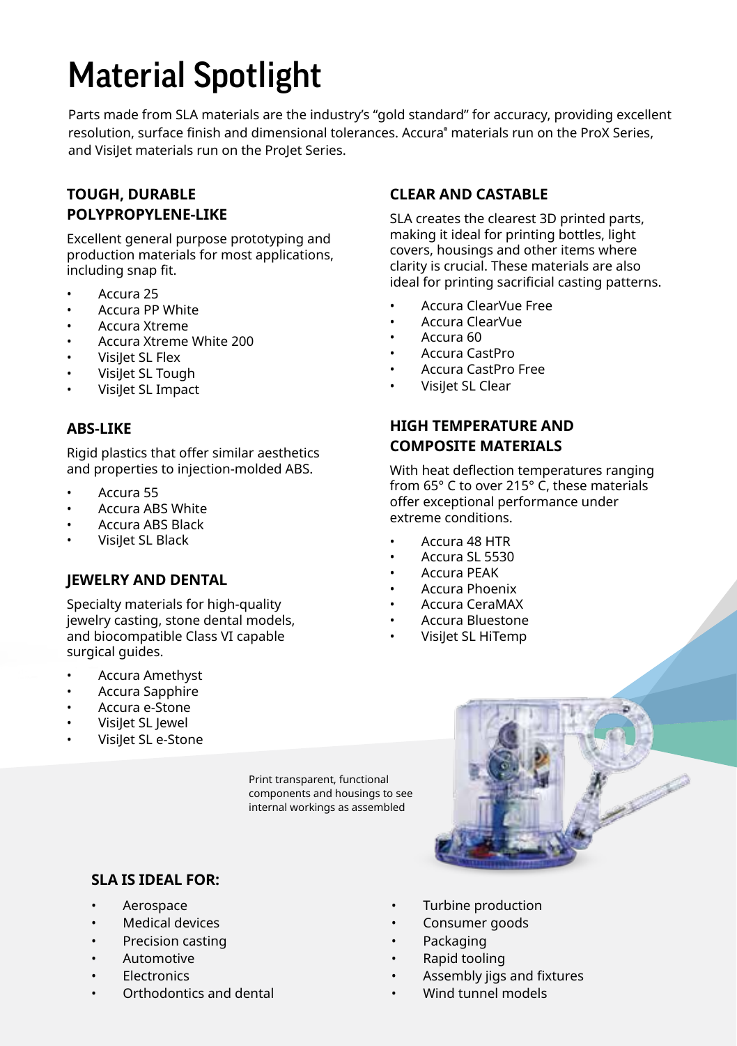# Material Spotlight

Parts made from SLA materials are the industry's "gold standard" for accuracy, providing excellent resolution, surface finish and dimensional tolerances. Accura® materials run on the ProX Series, and VisiJet materials run on the ProJet Series.

### TOUGH, DURABLE POLYPROPYLENE-LIKE

Excellent general purpose prototyping and production materials for most applications, including snap fit.

- Accura 25
- Accura PP White
- Accura Xtreme
- Accura Xtreme White 200
- VisiJet SL Flex
- VisiJet SL Tough
- VisiJet SL Impact

### ABS-LIKE

Rigid plastics that offer similar aesthetics and properties to injection-molded ABS.

- Accura 55
- Accura ABS White
- Accura ABS Black
- VisiJet SL Black

### JEWELRY AND DENTAL

Specialty materials for high-quality jewelry casting, stone dental models, and biocompatible Class VI capable surgical guides.

- Accura Amethyst
- Accura Sapphire
- Accura e-Stone
- VisiJet SL Jewel
- VisiJet SL e-Stone

### CLEAR AND CASTABLE

SLA creates the clearest 3D printed parts, making it ideal for printing bottles, light covers, housings and other items where clarity is crucial. These materials are also ideal for printing sacrificial casting patterns.

- Accura ClearVue Free
- Accura ClearVue
- Accura 60
- Accura CastPro
- Accura CastPro Free
- VisiJet SL Clear

### HIGH TEMPERATURE AND COMPOSITE MATERIALS

With heat deflection temperatures ranging from 65° C to over 215° C, these materials offer exceptional performance under extreme conditions.

- Accura 48 HTR
- Accura SL 5530
- Accura PEAK
- Accura Phoenix
- Accura CeraMAX
- Accura Bluestone
- VisiJet SL HiTemp

Print transparent, functional components and housings to see internal workings as assembled

### SLA IS IDEAL FOR:

- Aerospace
- Medical devices
- Precision casting
- Automotive
- Electronics
- Orthodontics and dental
- Turbine production
- Consumer goods
- Packaging
- Rapid tooling
- Assembly jigs and fixtures
- Wind tunnel models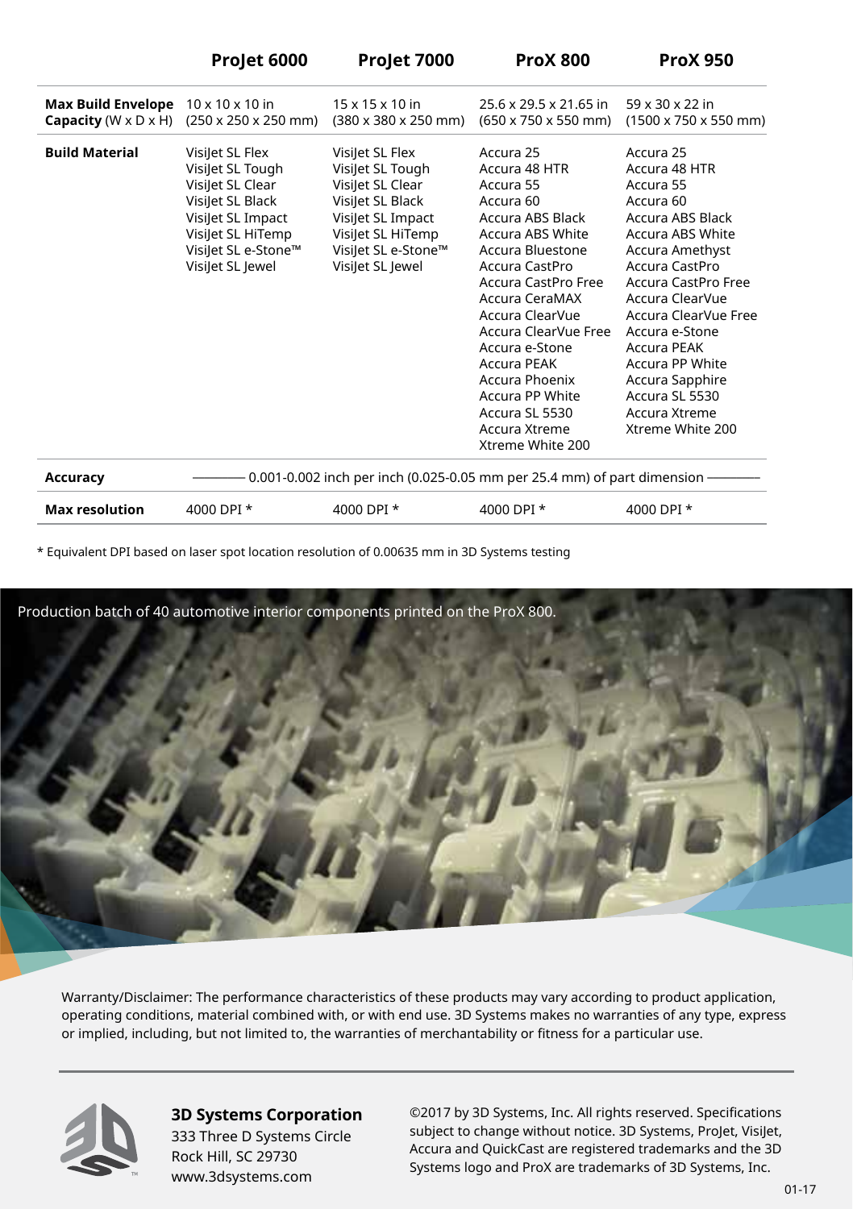| | ProJet 6000 | ProJet 7000 | ProX 800 | ProX 950 |
|---|---|---|---|---|
| **Max Build Envelope Capacity** (W x D x H) | 10 x 10 x 10 in (250 x 250 x 250 mm) | 15 x 15 x 10 in (380 x 380 x 250 mm) | 25.6 x 29.5 x 21.65 in (650 x 750 x 550 mm) | 59 x 30 x 22 in (1500 x 750 x 550 mm) |
| **Build Material** | VisiJet SL Flex<br>VisiJet SL Tough<br>VisiJet SL Clear<br>VisiJet SL Black<br>VisiJet SL Impact<br>VisiJet SL HiTemp<br>VisiJet SL e-Stone™<br>VisiJet SL Jewel | VisiJet SL Flex<br>VisiJet SL Tough<br>VisiJet SL Clear<br>VisiJet SL Black<br>VisiJet SL Impact<br>VisiJet SL HiTemp<br>VisiJet SL e-Stone™<br>VisiJet SL Jewel | Accura 25<br>Accura 48 HTR<br>Accura 55<br>Accura 60<br>Accura ABS Black<br>Accura ABS White<br>Accura Bluestone<br>Accura CastPro<br>Accura CastPro Free<br>Accura CeraMAX<br>Accura ClearVue<br>Accura ClearVue Free<br>Accura e-Stone<br>Accura PEAK<br>Accura Phoenix<br>Accura PP White<br>Accura SL 5530<br>Accura Xtreme<br>Xtreme White 200 | Accura 25<br>Accura 48 HTR<br>Accura 55<br>Accura 60<br>Accura ABS Black<br>Accura ABS White<br>Accura Amethyst<br>Accura CastPro<br>Accura CastPro Free<br>Accura ClearVue<br>Accura ClearVue Free<br>Accura e-Stone<br>Accura PEAK<br>Accura PP White<br>Accura Sapphire<br>Accura SL 5530<br>Accura Xtreme<br>Xtreme White 200 |
| **Accuracy** | 0.001-0.002 inch per inch (0.025-0.05 mm per 25.4 mm) of part dimension | | | |
| **Max resolution** | 4000 DPI * | 4000 DPI * | 4000 DPI * | 4000 DPI * |

* Equivalent DPI based on laser spot location resolution of 0.00635 mm in 3D Systems testing

Production batch of 40 automotive interior components printed on the ProX 800.

Warranty/Disclaimer: The performance characteristics of these products may vary according to product application, operating conditions, material combined with, or with end use. 3D Systems makes no warranties of any type, express or implied, including, but not limited to, the warranties of merchantability or fitness for a particular use.

**3D Systems Corporation**
333 Three D Systems Circle
Rock Hill, SC 29730
www.3dsystems.com

©2017 by 3D Systems, Inc. All rights reserved. Specifications subject to change without notice. 3D Systems, ProJet, VisiJet, Accura and QuickCast are registered trademarks and the 3D Systems logo and ProX are trademarks of 3D Systems, Inc.

01-17